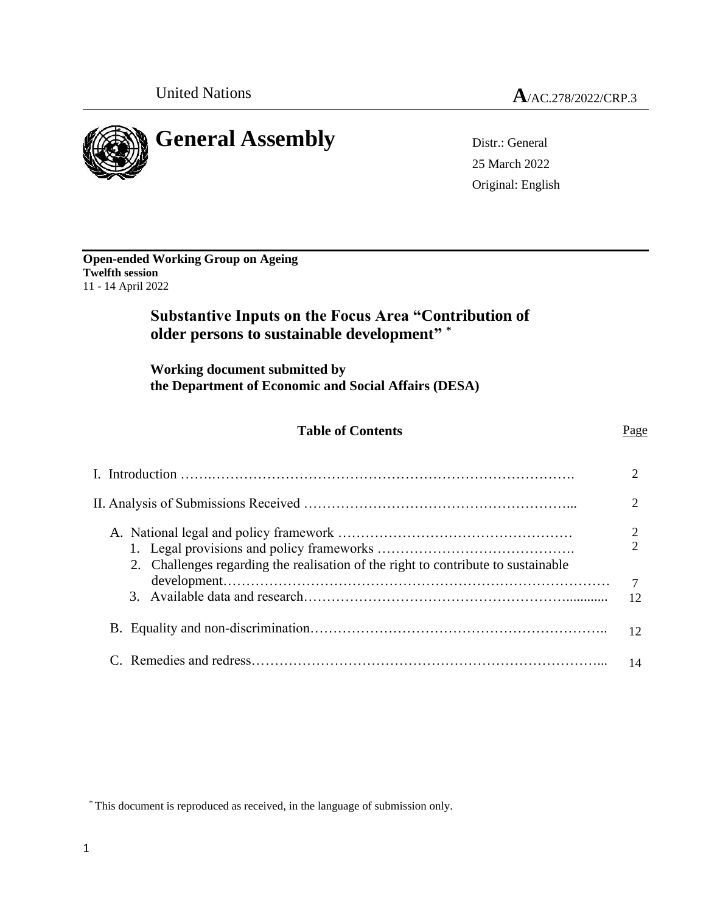United Nations **A**/AC.278/2022/CRP.3

# General Assembly

Distr.: General
25 March 2022
Original: English

**Open-ended Working Group on Ageing**
**Twelfth session**
11 - 14 April 2022

## Substantive Inputs on the Focus Area "Contribution of older persons to sustainable development" *

**Working document submitted by the Department of Economic and Social Affairs (DESA)**

### Table of Contents

| | Page |
|---|---|
| I. Introduction | 2 |
| II. Analysis of Submissions Received | 2 |
| A. National legal and policy framework | 2 |
| 1. Legal provisions and policy frameworks | 2 |
| 2. Challenges regarding the realisation of the right to contribute to sustainable development | 7 |
| 3. Available data and research | 12 |
| B. Equality and non-discrimination | 12 |
| C. Remedies and redress | 14 |

* This document is reproduced as received, in the language of submission only.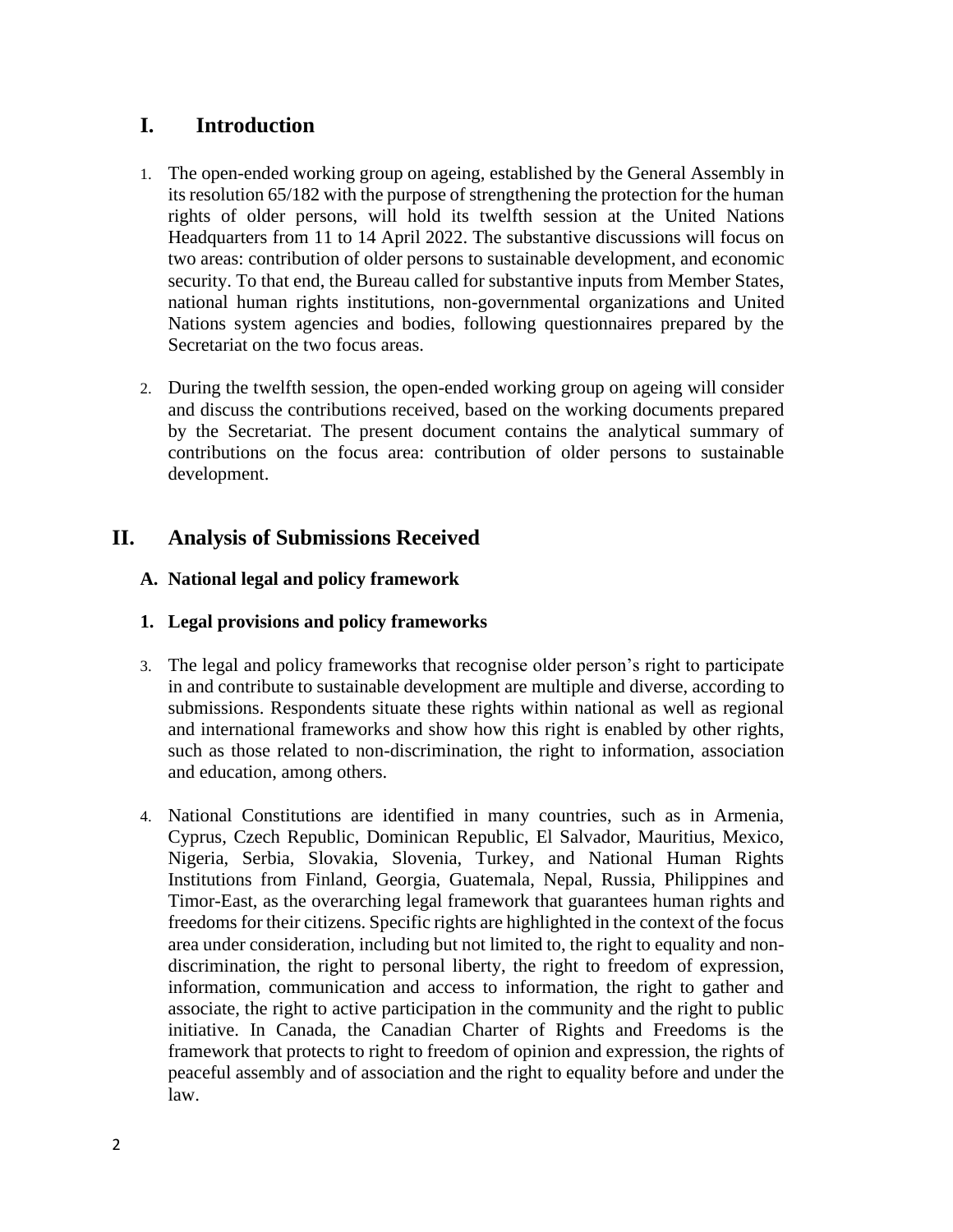# I. Introduction

1. The open-ended working group on ageing, established by the General Assembly in its resolution 65/182 with the purpose of strengthening the protection for the human rights of older persons, will hold its twelfth session at the United Nations Headquarters from 11 to 14 April 2022. The substantive discussions will focus on two areas: contribution of older persons to sustainable development, and economic security. To that end, the Bureau called for substantive inputs from Member States, national human rights institutions, non-governmental organizations and United Nations system agencies and bodies, following questionnaires prepared by the Secretariat on the two focus areas.

2. During the twelfth session, the open-ended working group on ageing will consider and discuss the contributions received, based on the working documents prepared by the Secretariat. The present document contains the analytical summary of contributions on the focus area: contribution of older persons to sustainable development.

# II. Analysis of Submissions Received

## A. National legal and policy framework

### 1. Legal provisions and policy frameworks

3. The legal and policy frameworks that recognise older person's right to participate in and contribute to sustainable development are multiple and diverse, according to submissions. Respondents situate these rights within national as well as regional and international frameworks and show how this right is enabled by other rights, such as those related to non-discrimination, the right to information, association and education, among others.

4. National Constitutions are identified in many countries, such as in Armenia, Cyprus, Czech Republic, Dominican Republic, El Salvador, Mauritius, Mexico, Nigeria, Serbia, Slovakia, Slovenia, Turkey, and National Human Rights Institutions from Finland, Georgia, Guatemala, Nepal, Russia, Philippines and Timor-East, as the overarching legal framework that guarantees human rights and freedoms for their citizens. Specific rights are highlighted in the context of the focus area under consideration, including but not limited to, the right to equality and non-discrimination, the right to personal liberty, the right to freedom of expression, information, communication and access to information, the right to gather and associate, the right to active participation in the community and the right to public initiative. In Canada, the Canadian Charter of Rights and Freedoms is the framework that protects to right to freedom of opinion and expression, the rights of peaceful assembly and of association and the right to equality before and under the law.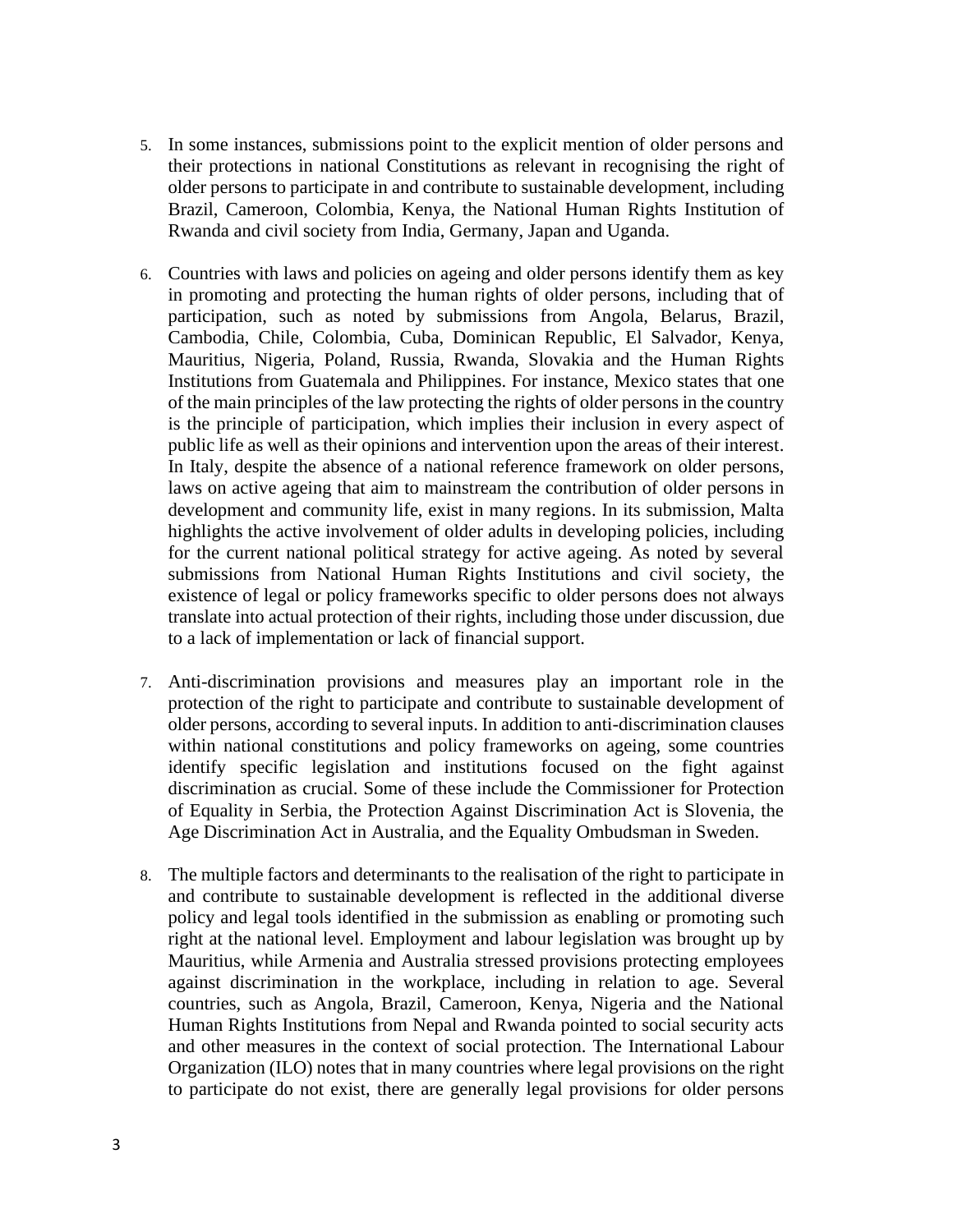5. In some instances, submissions point to the explicit mention of older persons and their protections in national Constitutions as relevant in recognising the right of older persons to participate in and contribute to sustainable development, including Brazil, Cameroon, Colombia, Kenya, the National Human Rights Institution of Rwanda and civil society from India, Germany, Japan and Uganda.

6. Countries with laws and policies on ageing and older persons identify them as key in promoting and protecting the human rights of older persons, including that of participation, such as noted by submissions from Angola, Belarus, Brazil, Cambodia, Chile, Colombia, Cuba, Dominican Republic, El Salvador, Kenya, Mauritius, Nigeria, Poland, Russia, Rwanda, Slovakia and the Human Rights Institutions from Guatemala and Philippines. For instance, Mexico states that one of the main principles of the law protecting the rights of older persons in the country is the principle of participation, which implies their inclusion in every aspect of public life as well as their opinions and intervention upon the areas of their interest. In Italy, despite the absence of a national reference framework on older persons, laws on active ageing that aim to mainstream the contribution of older persons in development and community life, exist in many regions. In its submission, Malta highlights the active involvement of older adults in developing policies, including for the current national political strategy for active ageing. As noted by several submissions from National Human Rights Institutions and civil society, the existence of legal or policy frameworks specific to older persons does not always translate into actual protection of their rights, including those under discussion, due to a lack of implementation or lack of financial support.

7. Anti-discrimination provisions and measures play an important role in the protection of the right to participate and contribute to sustainable development of older persons, according to several inputs. In addition to anti-discrimination clauses within national constitutions and policy frameworks on ageing, some countries identify specific legislation and institutions focused on the fight against discrimination as crucial. Some of these include the Commissioner for Protection of Equality in Serbia, the Protection Against Discrimination Act is Slovenia, the Age Discrimination Act in Australia, and the Equality Ombudsman in Sweden.

8. The multiple factors and determinants to the realisation of the right to participate in and contribute to sustainable development is reflected in the additional diverse policy and legal tools identified in the submission as enabling or promoting such right at the national level. Employment and labour legislation was brought up by Mauritius, while Armenia and Australia stressed provisions protecting employees against discrimination in the workplace, including in relation to age. Several countries, such as Angola, Brazil, Cameroon, Kenya, Nigeria and the National Human Rights Institutions from Nepal and Rwanda pointed to social security acts and other measures in the context of social protection. The International Labour Organization (ILO) notes that in many countries where legal provisions on the right to participate do not exist, there are generally legal provisions for older persons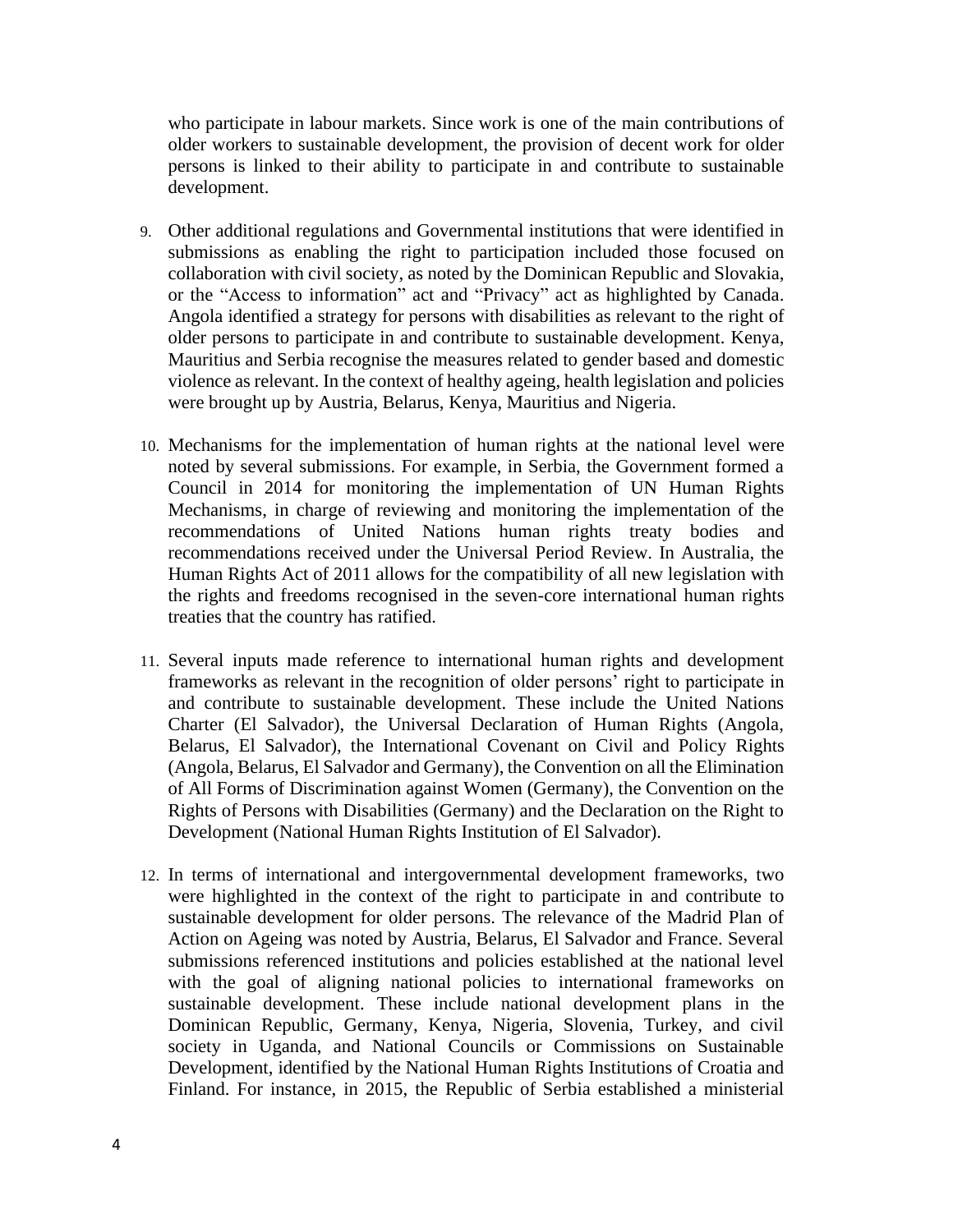who participate in labour markets. Since work is one of the main contributions of older workers to sustainable development, the provision of decent work for older persons is linked to their ability to participate in and contribute to sustainable development.

9. Other additional regulations and Governmental institutions that were identified in submissions as enabling the right to participation included those focused on collaboration with civil society, as noted by the Dominican Republic and Slovakia, or the "Access to information" act and "Privacy" act as highlighted by Canada. Angola identified a strategy for persons with disabilities as relevant to the right of older persons to participate in and contribute to sustainable development. Kenya, Mauritius and Serbia recognise the measures related to gender based and domestic violence as relevant. In the context of healthy ageing, health legislation and policies were brought up by Austria, Belarus, Kenya, Mauritius and Nigeria.

10. Mechanisms for the implementation of human rights at the national level were noted by several submissions. For example, in Serbia, the Government formed a Council in 2014 for monitoring the implementation of UN Human Rights Mechanisms, in charge of reviewing and monitoring the implementation of the recommendations of United Nations human rights treaty bodies and recommendations received under the Universal Period Review. In Australia, the Human Rights Act of 2011 allows for the compatibility of all new legislation with the rights and freedoms recognised in the seven-core international human rights treaties that the country has ratified.

11. Several inputs made reference to international human rights and development frameworks as relevant in the recognition of older persons' right to participate in and contribute to sustainable development. These include the United Nations Charter (El Salvador), the Universal Declaration of Human Rights (Angola, Belarus, El Salvador), the International Covenant on Civil and Policy Rights (Angola, Belarus, El Salvador and Germany), the Convention on all the Elimination of All Forms of Discrimination against Women (Germany), the Convention on the Rights of Persons with Disabilities (Germany) and the Declaration on the Right to Development (National Human Rights Institution of El Salvador).

12. In terms of international and intergovernmental development frameworks, two were highlighted in the context of the right to participate in and contribute to sustainable development for older persons. The relevance of the Madrid Plan of Action on Ageing was noted by Austria, Belarus, El Salvador and France. Several submissions referenced institutions and policies established at the national level with the goal of aligning national policies to international frameworks on sustainable development. These include national development plans in the Dominican Republic, Germany, Kenya, Nigeria, Slovenia, Turkey, and civil society in Uganda, and National Councils or Commissions on Sustainable Development, identified by the National Human Rights Institutions of Croatia and Finland. For instance, in 2015, the Republic of Serbia established a ministerial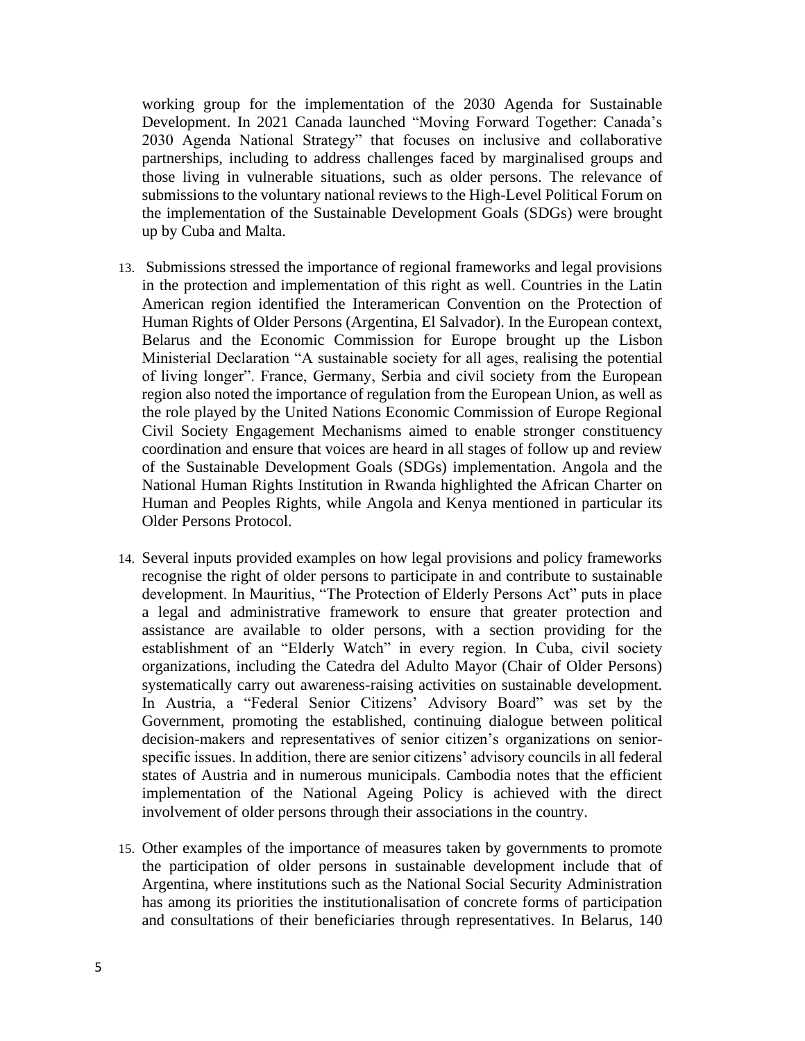working group for the implementation of the 2030 Agenda for Sustainable Development. In 2021 Canada launched "Moving Forward Together: Canada's 2030 Agenda National Strategy" that focuses on inclusive and collaborative partnerships, including to address challenges faced by marginalised groups and those living in vulnerable situations, such as older persons. The relevance of submissions to the voluntary national reviews to the High-Level Political Forum on the implementation of the Sustainable Development Goals (SDGs) were brought up by Cuba and Malta.

13. Submissions stressed the importance of regional frameworks and legal provisions in the protection and implementation of this right as well. Countries in the Latin American region identified the Interamerican Convention on the Protection of Human Rights of Older Persons (Argentina, El Salvador). In the European context, Belarus and the Economic Commission for Europe brought up the Lisbon Ministerial Declaration "A sustainable society for all ages, realising the potential of living longer". France, Germany, Serbia and civil society from the European region also noted the importance of regulation from the European Union, as well as the role played by the United Nations Economic Commission of Europe Regional Civil Society Engagement Mechanisms aimed to enable stronger constituency coordination and ensure that voices are heard in all stages of follow up and review of the Sustainable Development Goals (SDGs) implementation. Angola and the National Human Rights Institution in Rwanda highlighted the African Charter on Human and Peoples Rights, while Angola and Kenya mentioned in particular its Older Persons Protocol.

14. Several inputs provided examples on how legal provisions and policy frameworks recognise the right of older persons to participate in and contribute to sustainable development. In Mauritius, "The Protection of Elderly Persons Act" puts in place a legal and administrative framework to ensure that greater protection and assistance are available to older persons, with a section providing for the establishment of an "Elderly Watch" in every region. In Cuba, civil society organizations, including the Catedra del Adulto Mayor (Chair of Older Persons) systematically carry out awareness-raising activities on sustainable development. In Austria, a "Federal Senior Citizens' Advisory Board" was set by the Government, promoting the established, continuing dialogue between political decision-makers and representatives of senior citizen's organizations on senior-specific issues. In addition, there are senior citizens' advisory councils in all federal states of Austria and in numerous municipals. Cambodia notes that the efficient implementation of the National Ageing Policy is achieved with the direct involvement of older persons through their associations in the country.

15. Other examples of the importance of measures taken by governments to promote the participation of older persons in sustainable development include that of Argentina, where institutions such as the National Social Security Administration has among its priorities the institutionalisation of concrete forms of participation and consultations of their beneficiaries through representatives. In Belarus, 140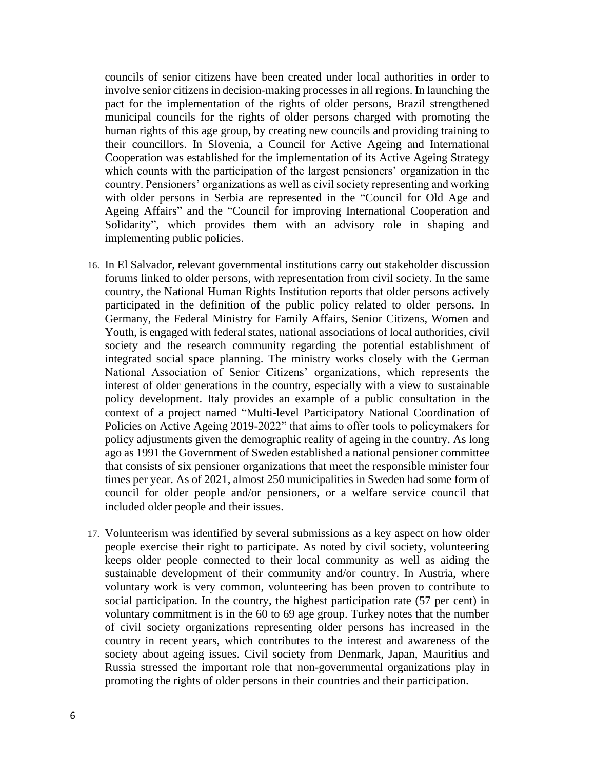councils of senior citizens have been created under local authorities in order to involve senior citizens in decision-making processes in all regions. In launching the pact for the implementation of the rights of older persons, Brazil strengthened municipal councils for the rights of older persons charged with promoting the human rights of this age group, by creating new councils and providing training to their councillors. In Slovenia, a Council for Active Ageing and International Cooperation was established for the implementation of its Active Ageing Strategy which counts with the participation of the largest pensioners' organization in the country. Pensioners' organizations as well as civil society representing and working with older persons in Serbia are represented in the "Council for Old Age and Ageing Affairs" and the "Council for improving International Cooperation and Solidarity", which provides them with an advisory role in shaping and implementing public policies.

16. In El Salvador, relevant governmental institutions carry out stakeholder discussion forums linked to older persons, with representation from civil society. In the same country, the National Human Rights Institution reports that older persons actively participated in the definition of the public policy related to older persons. In Germany, the Federal Ministry for Family Affairs, Senior Citizens, Women and Youth, is engaged with federal states, national associations of local authorities, civil society and the research community regarding the potential establishment of integrated social space planning. The ministry works closely with the German National Association of Senior Citizens' organizations, which represents the interest of older generations in the country, especially with a view to sustainable policy development. Italy provides an example of a public consultation in the context of a project named "Multi-level Participatory National Coordination of Policies on Active Ageing 2019-2022" that aims to offer tools to policymakers for policy adjustments given the demographic reality of ageing in the country. As long ago as 1991 the Government of Sweden established a national pensioner committee that consists of six pensioner organizations that meet the responsible minister four times per year. As of 2021, almost 250 municipalities in Sweden had some form of council for older people and/or pensioners, or a welfare service council that included older people and their issues.

17. Volunteerism was identified by several submissions as a key aspect on how older people exercise their right to participate. As noted by civil society, volunteering keeps older people connected to their local community as well as aiding the sustainable development of their community and/or country. In Austria, where voluntary work is very common, volunteering has been proven to contribute to social participation. In the country, the highest participation rate (57 per cent) in voluntary commitment is in the 60 to 69 age group. Turkey notes that the number of civil society organizations representing older persons has increased in the country in recent years, which contributes to the interest and awareness of the society about ageing issues. Civil society from Denmark, Japan, Mauritius and Russia stressed the important role that non-governmental organizations play in promoting the rights of older persons in their countries and their participation.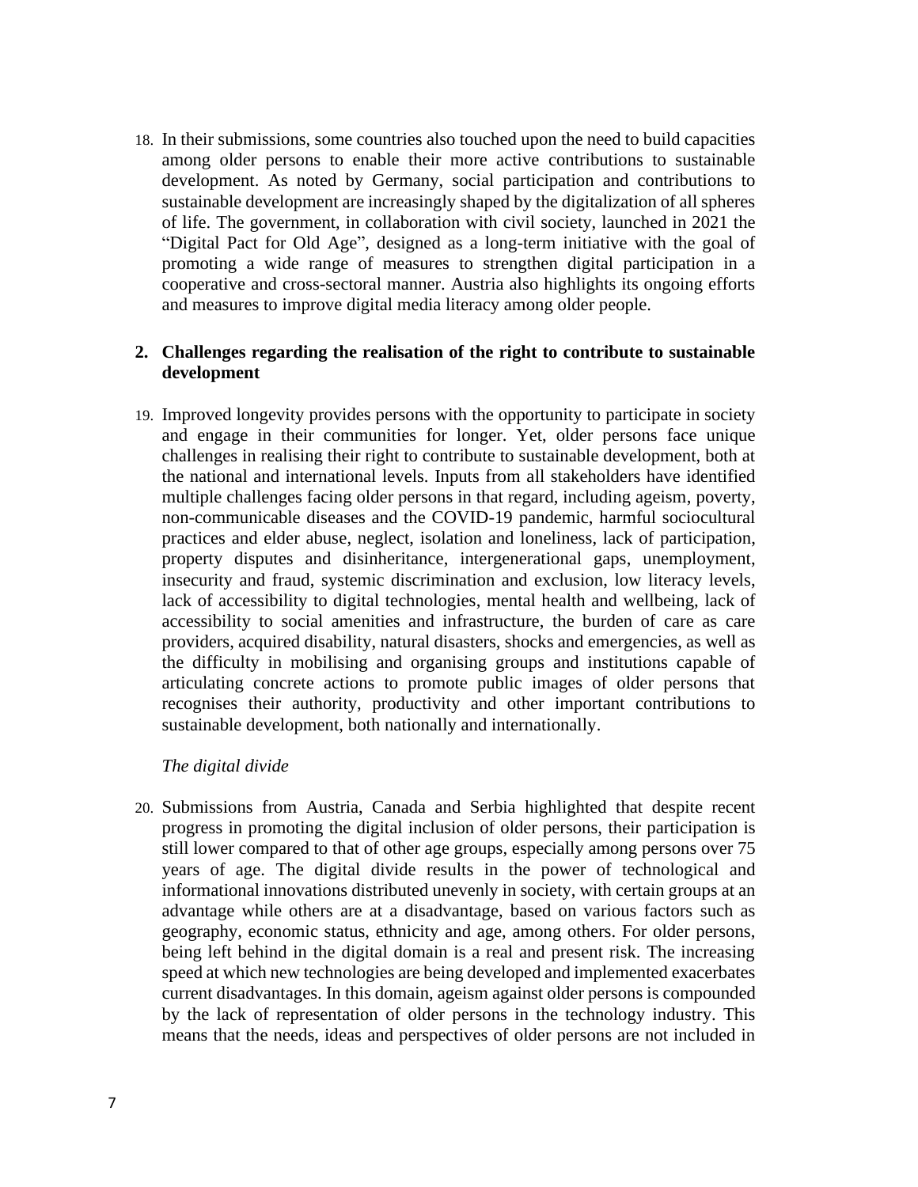18. In their submissions, some countries also touched upon the need to build capacities among older persons to enable their more active contributions to sustainable development. As noted by Germany, social participation and contributions to sustainable development are increasingly shaped by the digitalization of all spheres of life. The government, in collaboration with civil society, launched in 2021 the "Digital Pact for Old Age", designed as a long-term initiative with the goal of promoting a wide range of measures to strengthen digital participation in a cooperative and cross-sectoral manner. Austria also highlights its ongoing efforts and measures to improve digital media literacy among older people.

## 2. Challenges regarding the realisation of the right to contribute to sustainable development

19. Improved longevity provides persons with the opportunity to participate in society and engage in their communities for longer. Yet, older persons face unique challenges in realising their right to contribute to sustainable development, both at the national and international levels. Inputs from all stakeholders have identified multiple challenges facing older persons in that regard, including ageism, poverty, non-communicable diseases and the COVID-19 pandemic, harmful sociocultural practices and elder abuse, neglect, isolation and loneliness, lack of participation, property disputes and disinheritance, intergenerational gaps, unemployment, insecurity and fraud, systemic discrimination and exclusion, low literacy levels, lack of accessibility to digital technologies, mental health and wellbeing, lack of accessibility to social amenities and infrastructure, the burden of care as care providers, acquired disability, natural disasters, shocks and emergencies, as well as the difficulty in mobilising and organising groups and institutions capable of articulating concrete actions to promote public images of older persons that recognises their authority, productivity and other important contributions to sustainable development, both nationally and internationally.

*The digital divide*

20. Submissions from Austria, Canada and Serbia highlighted that despite recent progress in promoting the digital inclusion of older persons, their participation is still lower compared to that of other age groups, especially among persons over 75 years of age. The digital divide results in the power of technological and informational innovations distributed unevenly in society, with certain groups at an advantage while others are at a disadvantage, based on various factors such as geography, economic status, ethnicity and age, among others. For older persons, being left behind in the digital domain is a real and present risk. The increasing speed at which new technologies are being developed and implemented exacerbates current disadvantages. In this domain, ageism against older persons is compounded by the lack of representation of older persons in the technology industry. This means that the needs, ideas and perspectives of older persons are not included in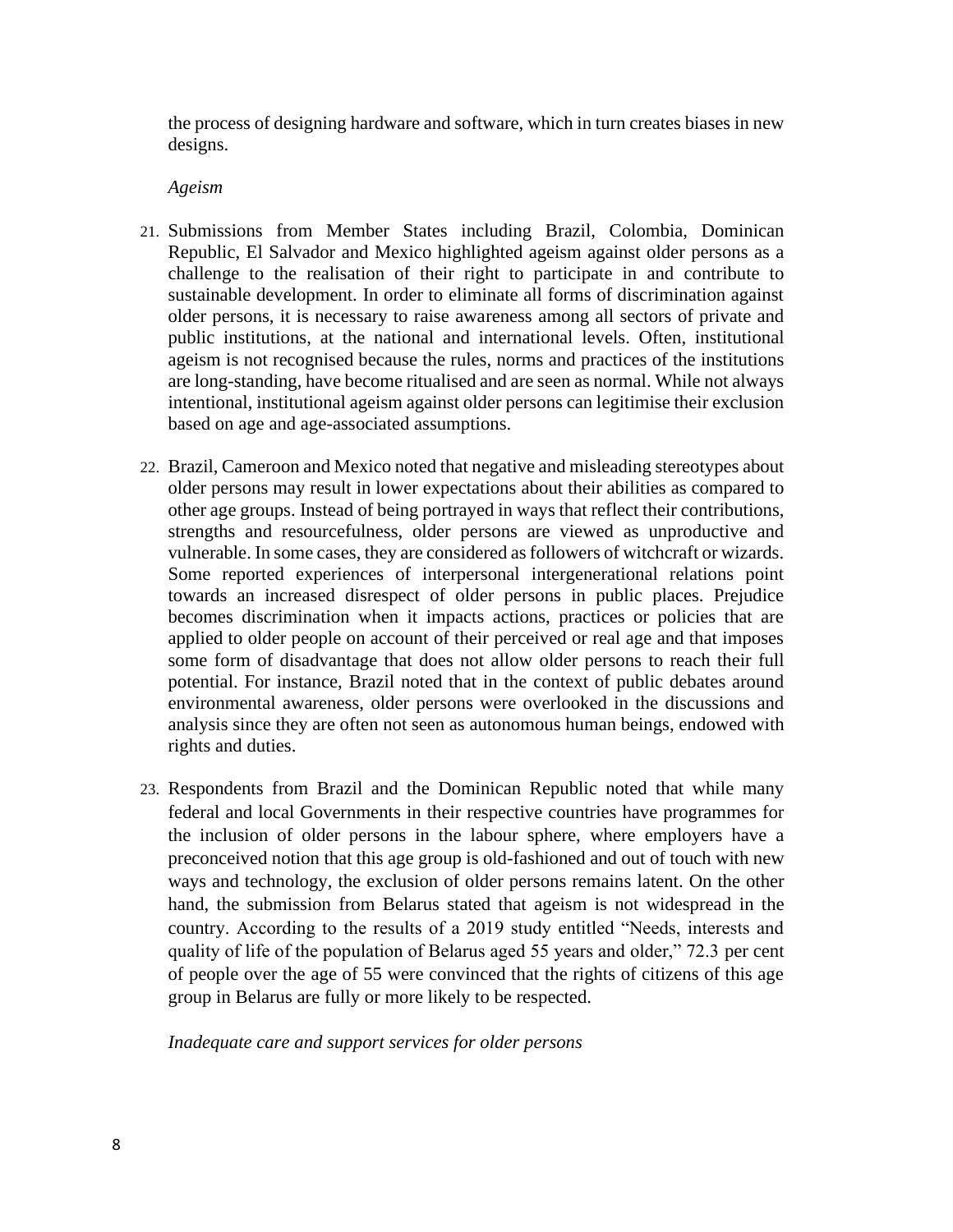the process of designing hardware and software, which in turn creates biases in new designs.

*Ageism*

21. Submissions from Member States including Brazil, Colombia, Dominican Republic, El Salvador and Mexico highlighted ageism against older persons as a challenge to the realisation of their right to participate in and contribute to sustainable development. In order to eliminate all forms of discrimination against older persons, it is necessary to raise awareness among all sectors of private and public institutions, at the national and international levels. Often, institutional ageism is not recognised because the rules, norms and practices of the institutions are long-standing, have become ritualised and are seen as normal. While not always intentional, institutional ageism against older persons can legitimise their exclusion based on age and age-associated assumptions.

22. Brazil, Cameroon and Mexico noted that negative and misleading stereotypes about older persons may result in lower expectations about their abilities as compared to other age groups. Instead of being portrayed in ways that reflect their contributions, strengths and resourcefulness, older persons are viewed as unproductive and vulnerable. In some cases, they are considered as followers of witchcraft or wizards. Some reported experiences of interpersonal intergenerational relations point towards an increased disrespect of older persons in public places. Prejudice becomes discrimination when it impacts actions, practices or policies that are applied to older people on account of their perceived or real age and that imposes some form of disadvantage that does not allow older persons to reach their full potential. For instance, Brazil noted that in the context of public debates around environmental awareness, older persons were overlooked in the discussions and analysis since they are often not seen as autonomous human beings, endowed with rights and duties.

23. Respondents from Brazil and the Dominican Republic noted that while many federal and local Governments in their respective countries have programmes for the inclusion of older persons in the labour sphere, where employers have a preconceived notion that this age group is old-fashioned and out of touch with new ways and technology, the exclusion of older persons remains latent. On the other hand, the submission from Belarus stated that ageism is not widespread in the country. According to the results of a 2019 study entitled "Needs, interests and quality of life of the population of Belarus aged 55 years and older," 72.3 per cent of people over the age of 55 were convinced that the rights of citizens of this age group in Belarus are fully or more likely to be respected.

*Inadequate care and support services for older persons*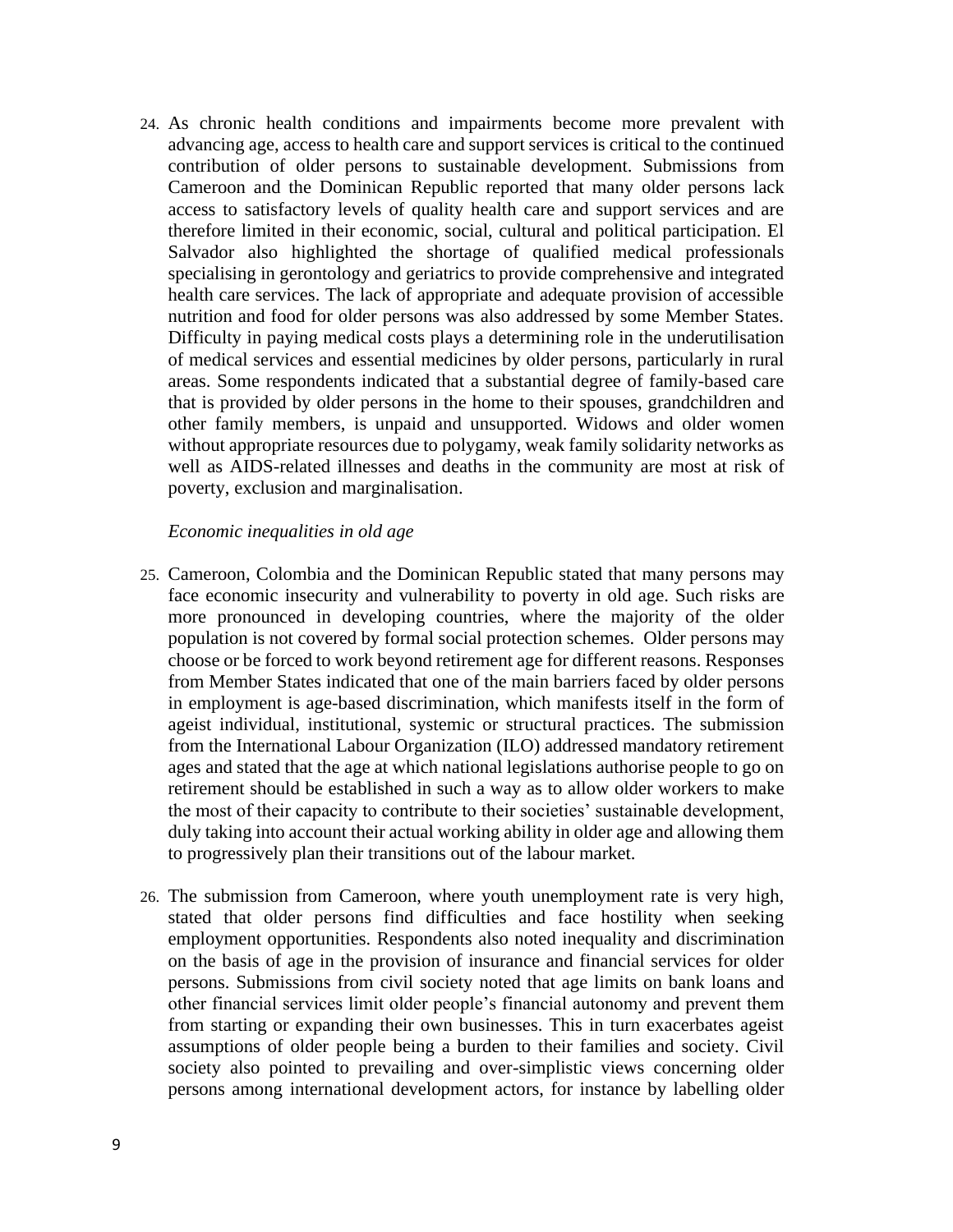24. As chronic health conditions and impairments become more prevalent with advancing age, access to health care and support services is critical to the continued contribution of older persons to sustainable development. Submissions from Cameroon and the Dominican Republic reported that many older persons lack access to satisfactory levels of quality health care and support services and are therefore limited in their economic, social, cultural and political participation. El Salvador also highlighted the shortage of qualified medical professionals specialising in gerontology and geriatrics to provide comprehensive and integrated health care services. The lack of appropriate and adequate provision of accessible nutrition and food for older persons was also addressed by some Member States. Difficulty in paying medical costs plays a determining role in the underutilisation of medical services and essential medicines by older persons, particularly in rural areas. Some respondents indicated that a substantial degree of family-based care that is provided by older persons in the home to their spouses, grandchildren and other family members, is unpaid and unsupported. Widows and older women without appropriate resources due to polygamy, weak family solidarity networks as well as AIDS-related illnesses and deaths in the community are most at risk of poverty, exclusion and marginalisation.

*Economic inequalities in old age*

25. Cameroon, Colombia and the Dominican Republic stated that many persons may face economic insecurity and vulnerability to poverty in old age. Such risks are more pronounced in developing countries, where the majority of the older population is not covered by formal social protection schemes. Older persons may choose or be forced to work beyond retirement age for different reasons. Responses from Member States indicated that one of the main barriers faced by older persons in employment is age-based discrimination, which manifests itself in the form of ageist individual, institutional, systemic or structural practices. The submission from the International Labour Organization (ILO) addressed mandatory retirement ages and stated that the age at which national legislations authorise people to go on retirement should be established in such a way as to allow older workers to make the most of their capacity to contribute to their societies' sustainable development, duly taking into account their actual working ability in older age and allowing them to progressively plan their transitions out of the labour market.

26. The submission from Cameroon, where youth unemployment rate is very high, stated that older persons find difficulties and face hostility when seeking employment opportunities. Respondents also noted inequality and discrimination on the basis of age in the provision of insurance and financial services for older persons. Submissions from civil society noted that age limits on bank loans and other financial services limit older people's financial autonomy and prevent them from starting or expanding their own businesses. This in turn exacerbates ageist assumptions of older people being a burden to their families and society. Civil society also pointed to prevailing and over-simplistic views concerning older persons among international development actors, for instance by labelling older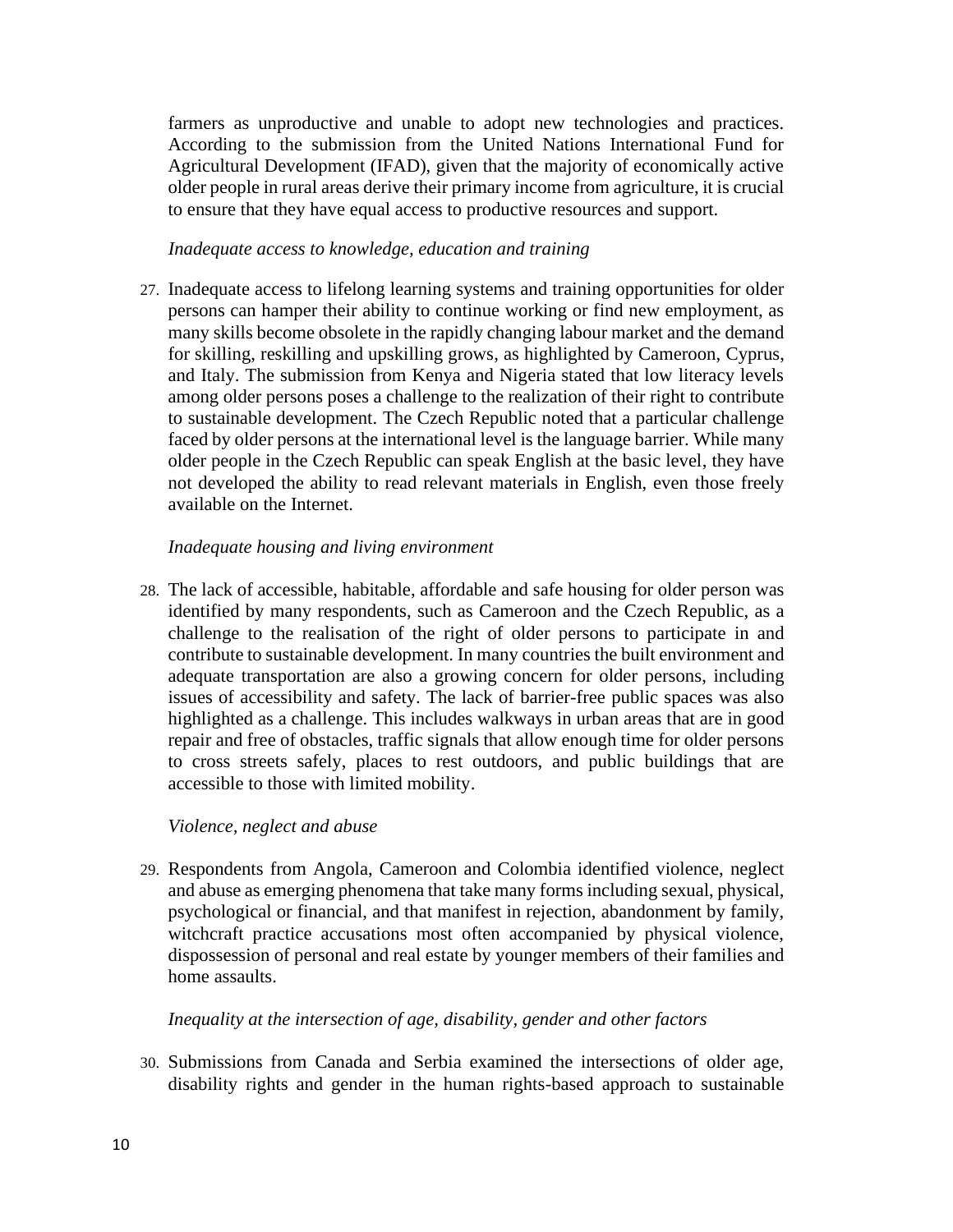farmers as unproductive and unable to adopt new technologies and practices. According to the submission from the United Nations International Fund for Agricultural Development (IFAD), given that the majority of economically active older people in rural areas derive their primary income from agriculture, it is crucial to ensure that they have equal access to productive resources and support.

*Inadequate access to knowledge, education and training*

27. Inadequate access to lifelong learning systems and training opportunities for older persons can hamper their ability to continue working or find new employment, as many skills become obsolete in the rapidly changing labour market and the demand for skilling, reskilling and upskilling grows, as highlighted by Cameroon, Cyprus, and Italy. The submission from Kenya and Nigeria stated that low literacy levels among older persons poses a challenge to the realization of their right to contribute to sustainable development. The Czech Republic noted that a particular challenge faced by older persons at the international level is the language barrier. While many older people in the Czech Republic can speak English at the basic level, they have not developed the ability to read relevant materials in English, even those freely available on the Internet.

*Inadequate housing and living environment*

28. The lack of accessible, habitable, affordable and safe housing for older person was identified by many respondents, such as Cameroon and the Czech Republic, as a challenge to the realisation of the right of older persons to participate in and contribute to sustainable development. In many countries the built environment and adequate transportation are also a growing concern for older persons, including issues of accessibility and safety. The lack of barrier-free public spaces was also highlighted as a challenge. This includes walkways in urban areas that are in good repair and free of obstacles, traffic signals that allow enough time for older persons to cross streets safely, places to rest outdoors, and public buildings that are accessible to those with limited mobility.

*Violence, neglect and abuse*

29. Respondents from Angola, Cameroon and Colombia identified violence, neglect and abuse as emerging phenomena that take many forms including sexual, physical, psychological or financial, and that manifest in rejection, abandonment by family, witchcraft practice accusations most often accompanied by physical violence, dispossession of personal and real estate by younger members of their families and home assaults.

*Inequality at the intersection of age, disability, gender and other factors*

30. Submissions from Canada and Serbia examined the intersections of older age, disability rights and gender in the human rights-based approach to sustainable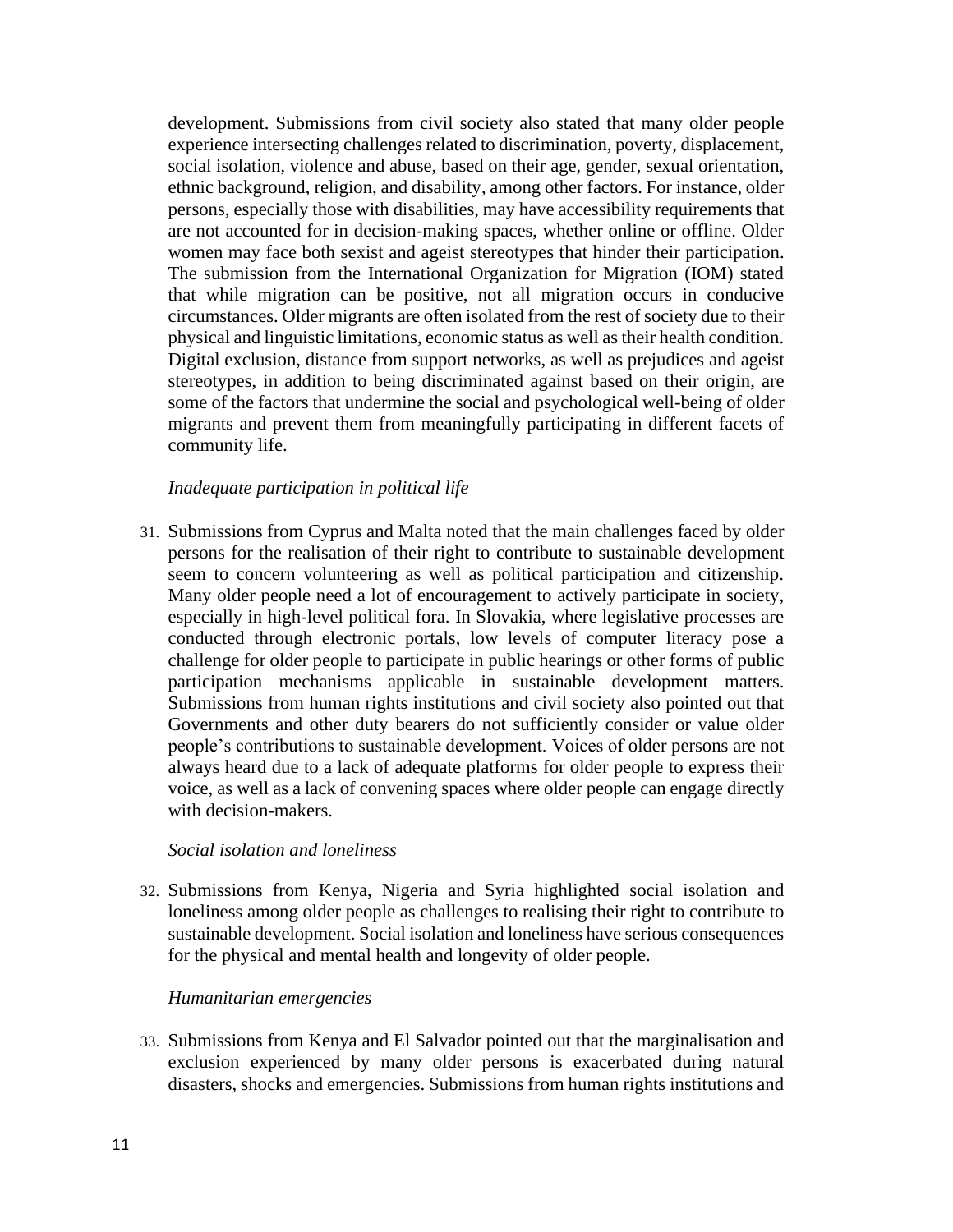development. Submissions from civil society also stated that many older people experience intersecting challenges related to discrimination, poverty, displacement, social isolation, violence and abuse, based on their age, gender, sexual orientation, ethnic background, religion, and disability, among other factors. For instance, older persons, especially those with disabilities, may have accessibility requirements that are not accounted for in decision-making spaces, whether online or offline. Older women may face both sexist and ageist stereotypes that hinder their participation. The submission from the International Organization for Migration (IOM) stated that while migration can be positive, not all migration occurs in conducive circumstances. Older migrants are often isolated from the rest of society due to their physical and linguistic limitations, economic status as well as their health condition. Digital exclusion, distance from support networks, as well as prejudices and ageist stereotypes, in addition to being discriminated against based on their origin, are some of the factors that undermine the social and psychological well-being of older migrants and prevent them from meaningfully participating in different facets of community life.

*Inadequate participation in political life*

31. Submissions from Cyprus and Malta noted that the main challenges faced by older persons for the realisation of their right to contribute to sustainable development seem to concern volunteering as well as political participation and citizenship. Many older people need a lot of encouragement to actively participate in society, especially in high-level political fora. In Slovakia, where legislative processes are conducted through electronic portals, low levels of computer literacy pose a challenge for older people to participate in public hearings or other forms of public participation mechanisms applicable in sustainable development matters. Submissions from human rights institutions and civil society also pointed out that Governments and other duty bearers do not sufficiently consider or value older people's contributions to sustainable development. Voices of older persons are not always heard due to a lack of adequate platforms for older people to express their voice, as well as a lack of convening spaces where older people can engage directly with decision-makers.

*Social isolation and loneliness*

32. Submissions from Kenya, Nigeria and Syria highlighted social isolation and loneliness among older people as challenges to realising their right to contribute to sustainable development. Social isolation and loneliness have serious consequences for the physical and mental health and longevity of older people.

*Humanitarian emergencies*

33. Submissions from Kenya and El Salvador pointed out that the marginalisation and exclusion experienced by many older persons is exacerbated during natural disasters, shocks and emergencies. Submissions from human rights institutions and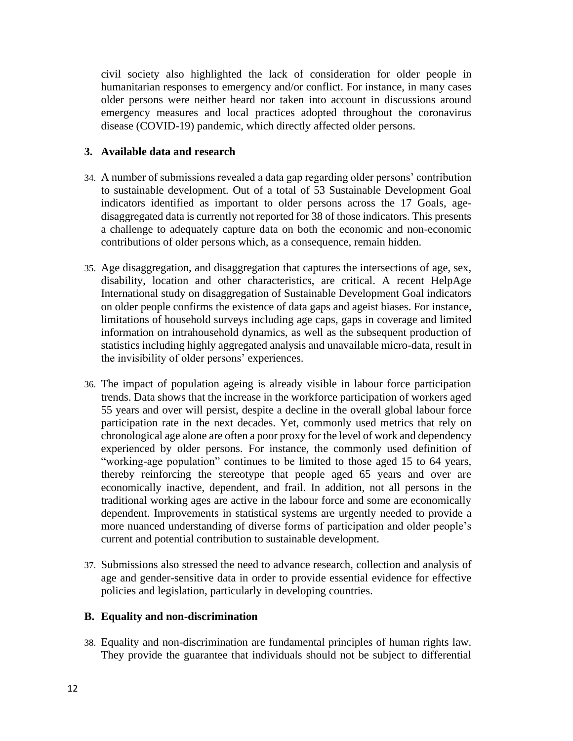civil society also highlighted the lack of consideration for older people in humanitarian responses to emergency and/or conflict. For instance, in many cases older persons were neither heard nor taken into account in discussions around emergency measures and local practices adopted throughout the coronavirus disease (COVID-19) pandemic, which directly affected older persons.

### 3. Available data and research

34. A number of submissions revealed a data gap regarding older persons' contribution to sustainable development. Out of a total of 53 Sustainable Development Goal indicators identified as important to older persons across the 17 Goals, age-disaggregated data is currently not reported for 38 of those indicators. This presents a challenge to adequately capture data on both the economic and non-economic contributions of older persons which, as a consequence, remain hidden.

35. Age disaggregation, and disaggregation that captures the intersections of age, sex, disability, location and other characteristics, are critical. A recent HelpAge International study on disaggregation of Sustainable Development Goal indicators on older people confirms the existence of data gaps and ageist biases. For instance, limitations of household surveys including age caps, gaps in coverage and limited information on intrahousehold dynamics, as well as the subsequent production of statistics including highly aggregated analysis and unavailable micro-data, result in the invisibility of older persons' experiences.

36. The impact of population ageing is already visible in labour force participation trends. Data shows that the increase in the workforce participation of workers aged 55 years and over will persist, despite a decline in the overall global labour force participation rate in the next decades. Yet, commonly used metrics that rely on chronological age alone are often a poor proxy for the level of work and dependency experienced by older persons. For instance, the commonly used definition of "working-age population" continues to be limited to those aged 15 to 64 years, thereby reinforcing the stereotype that people aged 65 years and over are economically inactive, dependent, and frail. In addition, not all persons in the traditional working ages are active in the labour force and some are economically dependent. Improvements in statistical systems are urgently needed to provide a more nuanced understanding of diverse forms of participation and older people's current and potential contribution to sustainable development.

37. Submissions also stressed the need to advance research, collection and analysis of age and gender-sensitive data in order to provide essential evidence for effective policies and legislation, particularly in developing countries.

## B. Equality and non-discrimination

38. Equality and non-discrimination are fundamental principles of human rights law. They provide the guarantee that individuals should not be subject to differential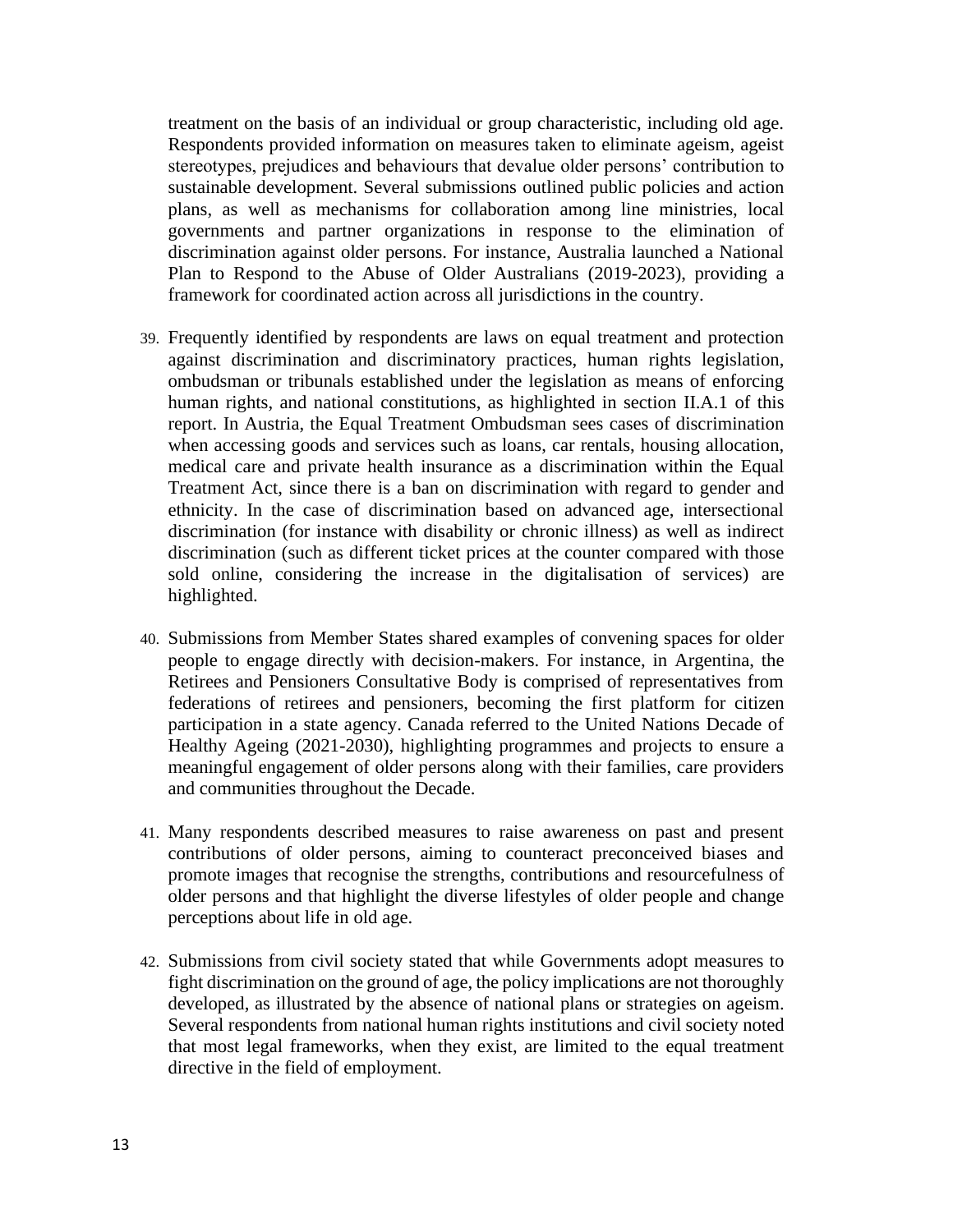treatment on the basis of an individual or group characteristic, including old age. Respondents provided information on measures taken to eliminate ageism, ageist stereotypes, prejudices and behaviours that devalue older persons' contribution to sustainable development. Several submissions outlined public policies and action plans, as well as mechanisms for collaboration among line ministries, local governments and partner organizations in response to the elimination of discrimination against older persons. For instance, Australia launched a National Plan to Respond to the Abuse of Older Australians (2019-2023), providing a framework for coordinated action across all jurisdictions in the country.

39. Frequently identified by respondents are laws on equal treatment and protection against discrimination and discriminatory practices, human rights legislation, ombudsman or tribunals established under the legislation as means of enforcing human rights, and national constitutions, as highlighted in section II.A.1 of this report. In Austria, the Equal Treatment Ombudsman sees cases of discrimination when accessing goods and services such as loans, car rentals, housing allocation, medical care and private health insurance as a discrimination within the Equal Treatment Act, since there is a ban on discrimination with regard to gender and ethnicity. In the case of discrimination based on advanced age, intersectional discrimination (for instance with disability or chronic illness) as well as indirect discrimination (such as different ticket prices at the counter compared with those sold online, considering the increase in the digitalisation of services) are highlighted.

40. Submissions from Member States shared examples of convening spaces for older people to engage directly with decision-makers. For instance, in Argentina, the Retirees and Pensioners Consultative Body is comprised of representatives from federations of retirees and pensioners, becoming the first platform for citizen participation in a state agency. Canada referred to the United Nations Decade of Healthy Ageing (2021-2030), highlighting programmes and projects to ensure a meaningful engagement of older persons along with their families, care providers and communities throughout the Decade.

41. Many respondents described measures to raise awareness on past and present contributions of older persons, aiming to counteract preconceived biases and promote images that recognise the strengths, contributions and resourcefulness of older persons and that highlight the diverse lifestyles of older people and change perceptions about life in old age.

42. Submissions from civil society stated that while Governments adopt measures to fight discrimination on the ground of age, the policy implications are not thoroughly developed, as illustrated by the absence of national plans or strategies on ageism. Several respondents from national human rights institutions and civil society noted that most legal frameworks, when they exist, are limited to the equal treatment directive in the field of employment.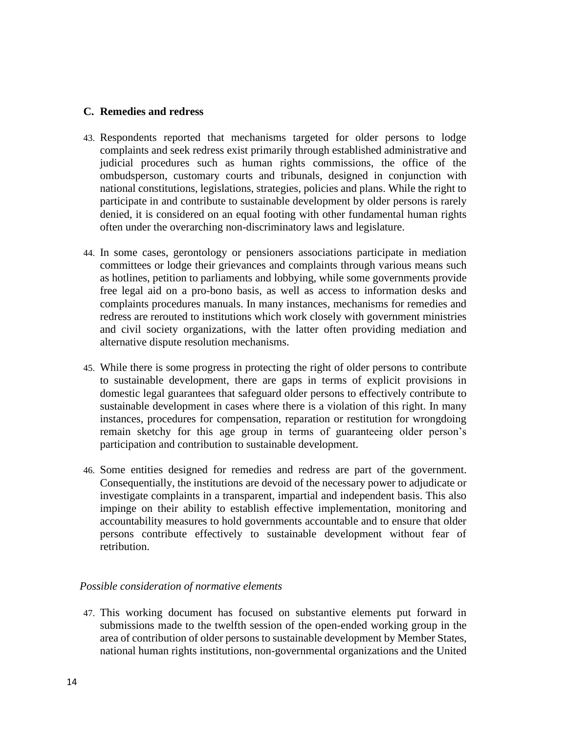## C. Remedies and redress

43. Respondents reported that mechanisms targeted for older persons to lodge complaints and seek redress exist primarily through established administrative and judicial procedures such as human rights commissions, the office of the ombudsperson, customary courts and tribunals, designed in conjunction with national constitutions, legislations, strategies, policies and plans. While the right to participate in and contribute to sustainable development by older persons is rarely denied, it is considered on an equal footing with other fundamental human rights often under the overarching non-discriminatory laws and legislature.

44. In some cases, gerontology or pensioners associations participate in mediation committees or lodge their grievances and complaints through various means such as hotlines, petition to parliaments and lobbying, while some governments provide free legal aid on a pro-bono basis, as well as access to information desks and complaints procedures manuals. In many instances, mechanisms for remedies and redress are rerouted to institutions which work closely with government ministries and civil society organizations, with the latter often providing mediation and alternative dispute resolution mechanisms.

45. While there is some progress in protecting the right of older persons to contribute to sustainable development, there are gaps in terms of explicit provisions in domestic legal guarantees that safeguard older persons to effectively contribute to sustainable development in cases where there is a violation of this right. In many instances, procedures for compensation, reparation or restitution for wrongdoing remain sketchy for this age group in terms of guaranteeing older person's participation and contribution to sustainable development.

46. Some entities designed for remedies and redress are part of the government. Consequentially, the institutions are devoid of the necessary power to adjudicate or investigate complaints in a transparent, impartial and independent basis. This also impinge on their ability to establish effective implementation, monitoring and accountability measures to hold governments accountable and to ensure that older persons contribute effectively to sustainable development without fear of retribution.

*Possible consideration of normative elements*

47. This working document has focused on substantive elements put forward in submissions made to the twelfth session of the open-ended working group in the area of contribution of older persons to sustainable development by Member States, national human rights institutions, non-governmental organizations and the United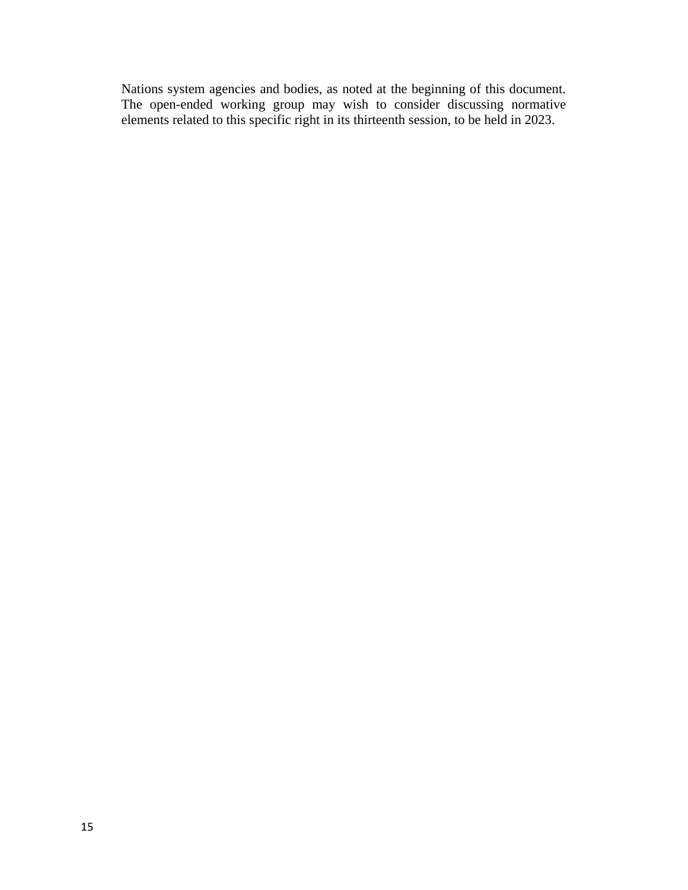Nations system agencies and bodies, as noted at the beginning of this document. The open-ended working group may wish to consider discussing normative elements related to this specific right in its thirteenth session, to be held in 2023.